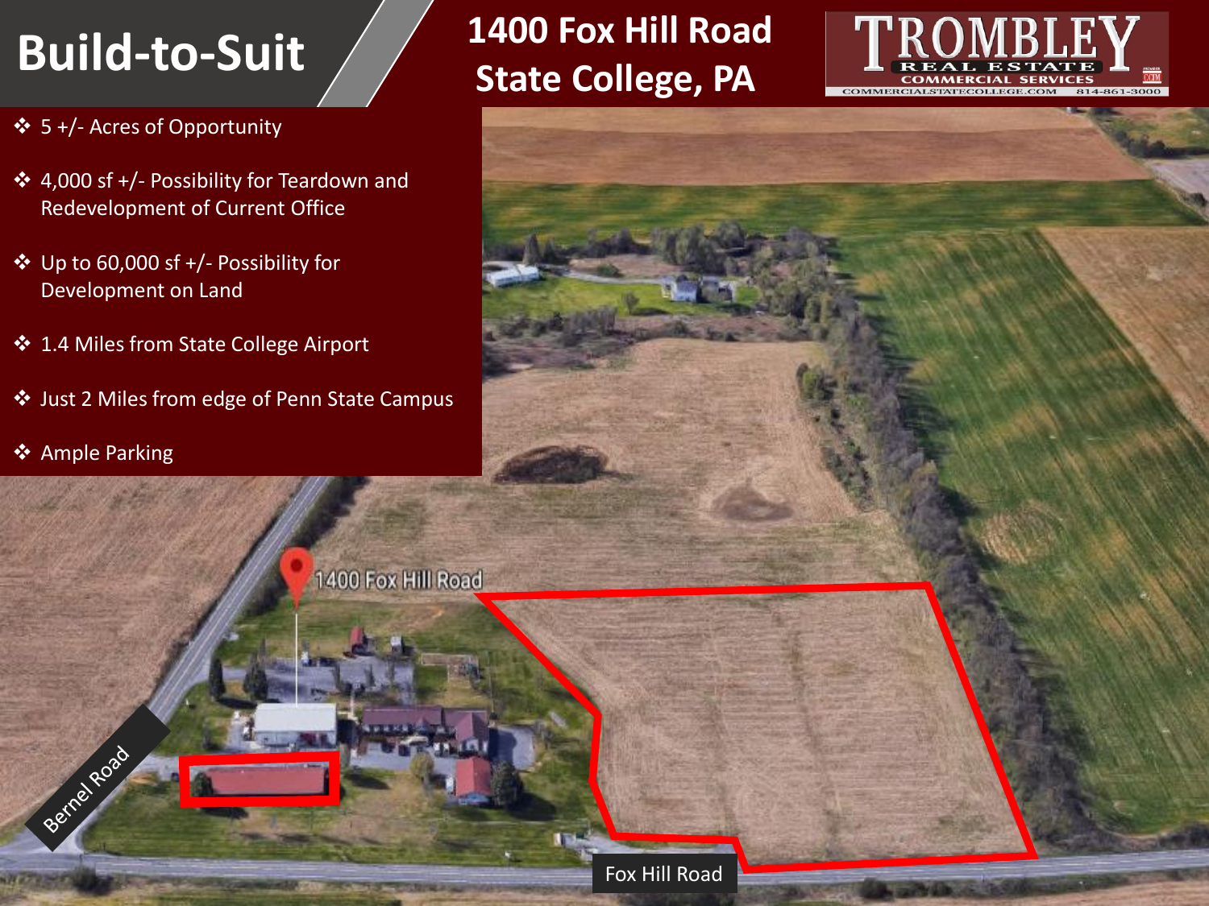# Build-to-Suit

## 1400 Fox Hill Road
## State College, PA

TROMBLEY REAL ESTATE COMMERCIAL SERVICES
COMMERCIALSTATECOLLEGE.COM 814-861-3000

- 5 +/- Acres of Opportunity
- 4,000 sf +/- Possibility for Teardown and Redevelopment of Current Office
- Up to 60,000 sf +/- Possibility for Development on Land
- 1.4 Miles from State College Airport
- Just 2 Miles from edge of Penn State Campus
- Ample Parking

1400 Fox Hill Road

Bernel Road

Fox Hill Road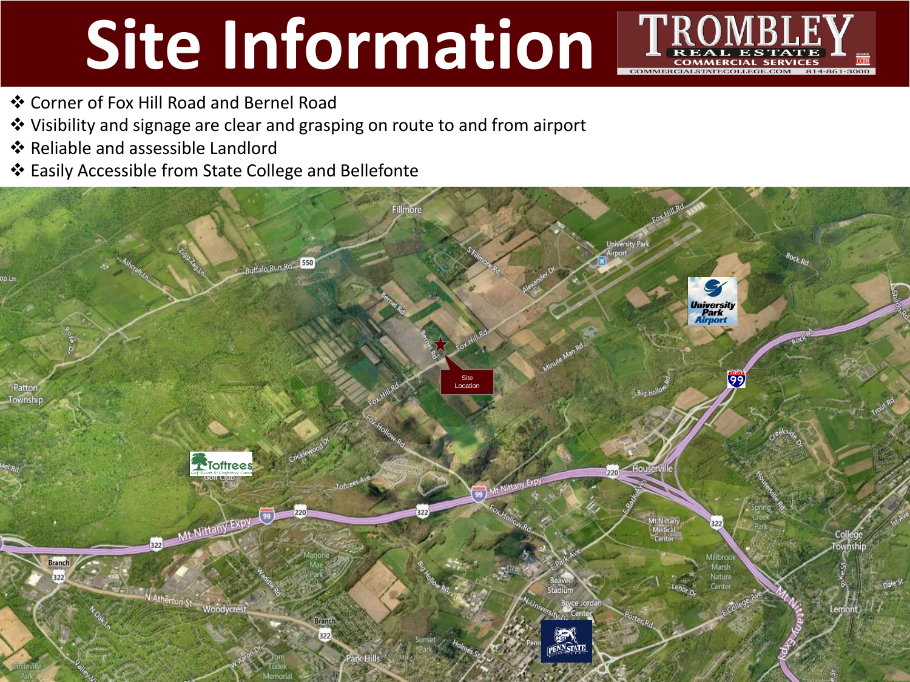# Site Information

- Corner of Fox Hill Road and Bernel Road
- Visibility and signage are clear and grasping on route to and from airport
- Reliable and assessible Landlord
- Easily Accessible from State College and Bellefonte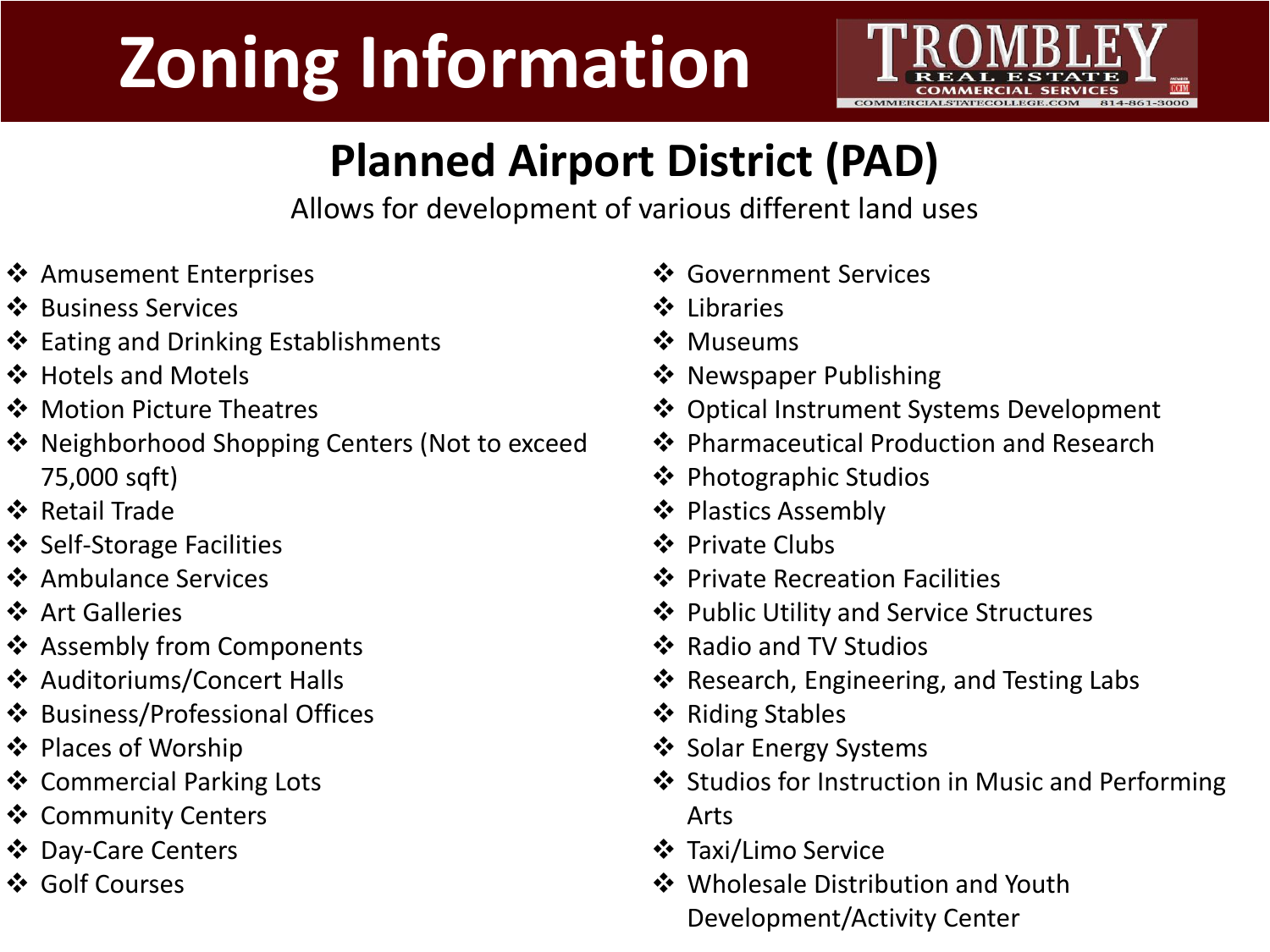# Zoning Information

TROMBLEY REAL ESTATE COMMERCIAL SERVICES
COMMERCIALSTATECOLLEGE.COM 814-861-3000

## Planned Airport District (PAD)

Allows for development of various different land uses

- Amusement Enterprises
- Business Services
- Eating and Drinking Establishments
- Hotels and Motels
- Motion Picture Theatres
- Neighborhood Shopping Centers (Not to exceed 75,000 sqft)
- Retail Trade
- Self-Storage Facilities
- Ambulance Services
- Art Galleries
- Assembly from Components
- Auditoriums/Concert Halls
- Business/Professional Offices
- Places of Worship
- Commercial Parking Lots
- Community Centers
- Day-Care Centers
- Golf Courses
- Government Services
- Libraries
- Museums
- Newspaper Publishing
- Optical Instrument Systems Development
- Pharmaceutical Production and Research
- Photographic Studios
- Plastics Assembly
- Private Clubs
- Private Recreation Facilities
- Public Utility and Service Structures
- Radio and TV Studios
- Research, Engineering, and Testing Labs
- Riding Stables
- Solar Energy Systems
- Studios for Instruction in Music and Performing Arts
- Taxi/Limo Service
- Wholesale Distribution and Youth Development/Activity Center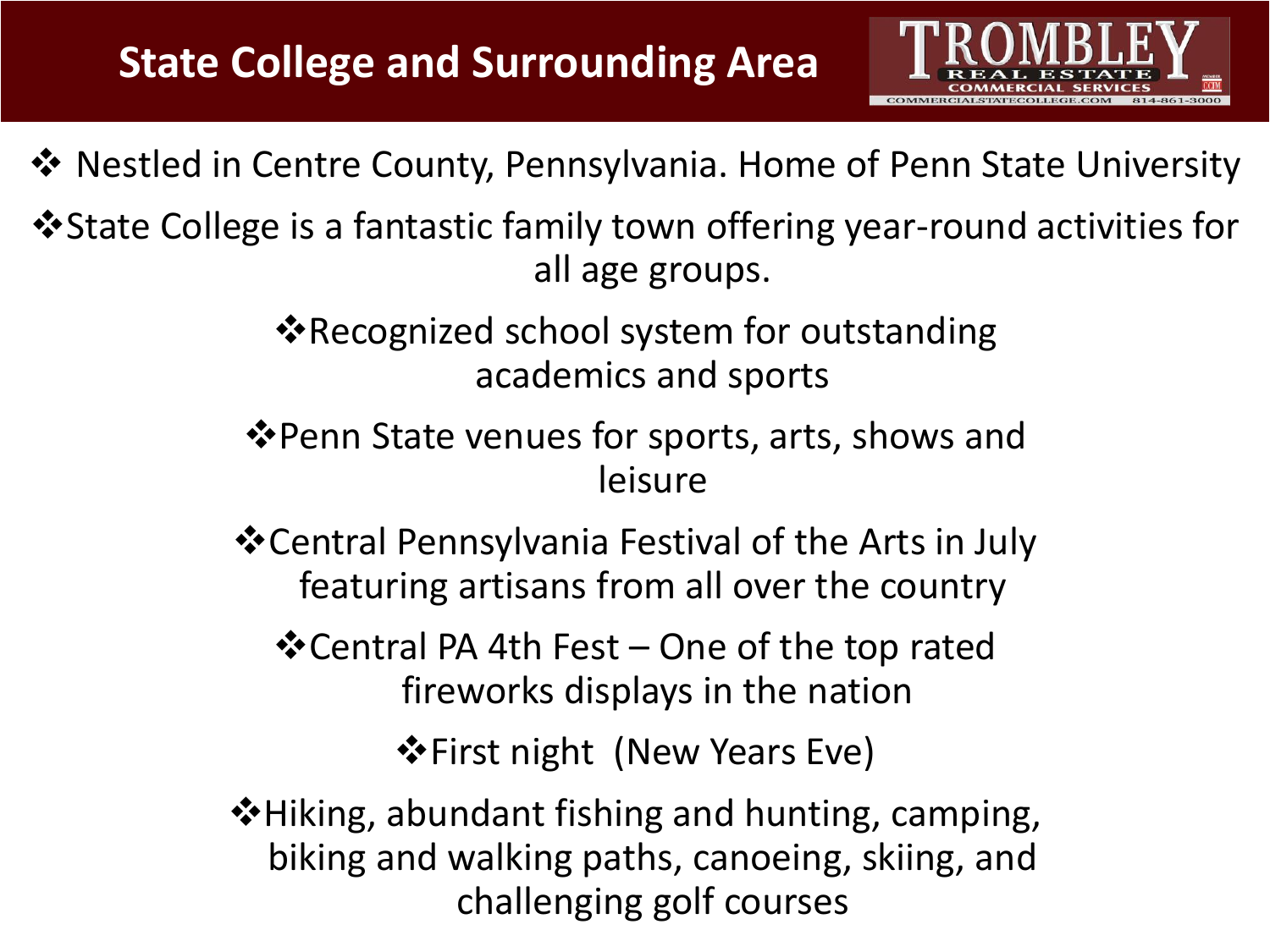# State College and Surrounding Area

TROMBLEY REAL ESTATE COMMERCIAL SERVICES
COMMERCIALSTATECOLLEGE.COM 814-861-3000

- Nestled in Centre County, Pennsylvania. Home of Penn State University
- State College is a fantastic family town offering year-round activities for all age groups.
- Recognized school system for outstanding academics and sports
- Penn State venues for sports, arts, shows and leisure
- Central Pennsylvania Festival of the Arts in July featuring artisans from all over the country
- Central PA 4th Fest – One of the top rated fireworks displays in the nation
- First night (New Years Eve)
- Hiking, abundant fishing and hunting, camping, biking and walking paths, canoeing, skiing, and challenging golf courses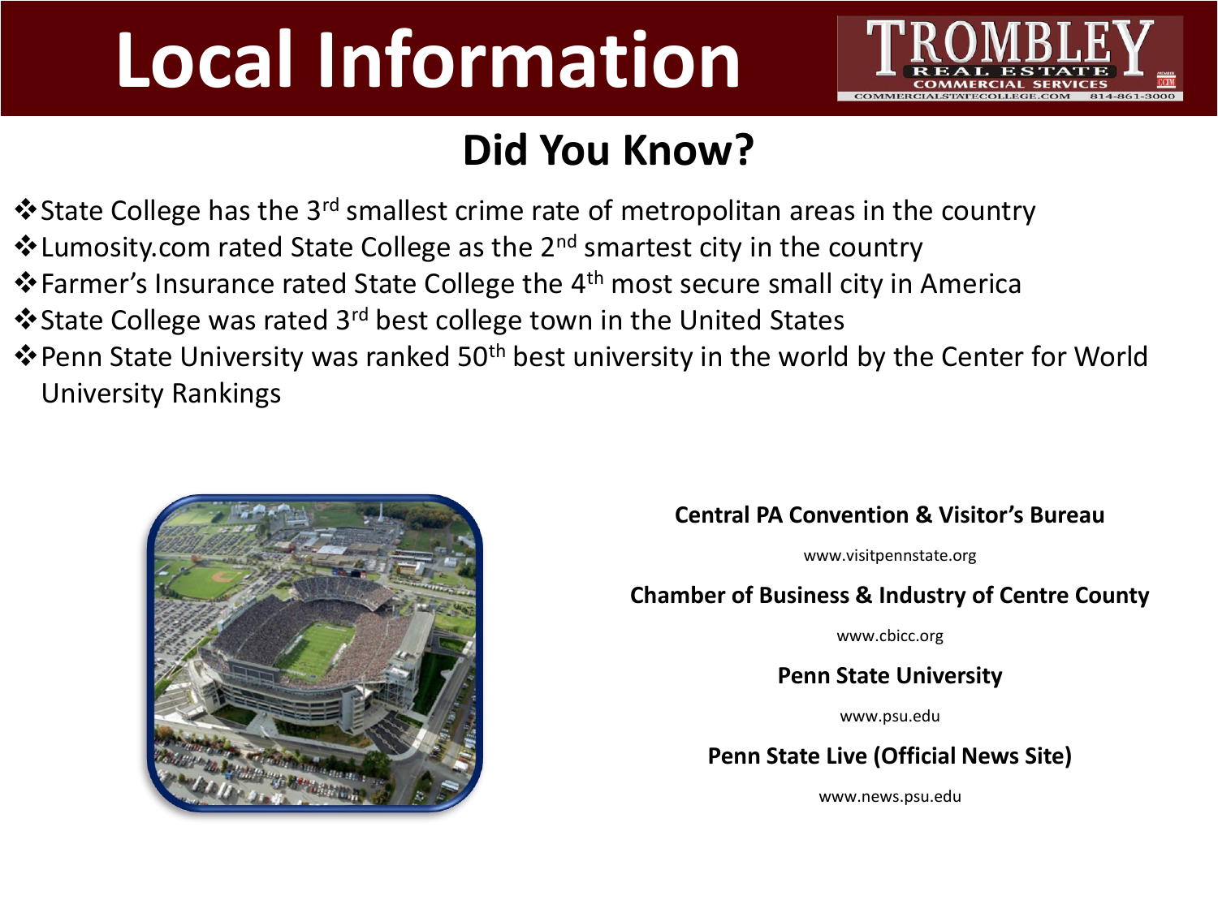# Local Information

## Did You Know?

- State College has the 3rd smallest crime rate of metropolitan areas in the country
- Lumosity.com rated State College as the 2nd smartest city in the country
- Farmer's Insurance rated State College the 4th most secure small city in America
- State College was rated 3rd best college town in the United States
- Penn State University was ranked 50th best university in the world by the Center for World University Rankings

**Central PA Convention & Visitor's Bureau**

www.visitpennstate.org

**Chamber of Business & Industry of Centre County**

www.cbicc.org

**Penn State University**

www.psu.edu

**Penn State Live (Official News Site)**

www.news.psu.edu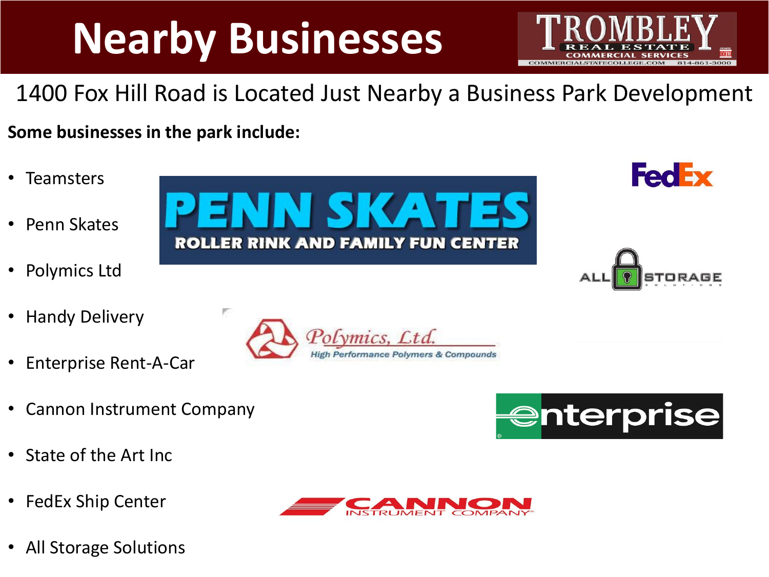# Nearby Businesses

1400 Fox Hill Road is Located Just Nearby a Business Park Development

**Some businesses in the park include:**

- Teamsters
- Penn Skates
- Polymics Ltd
- Handy Delivery
- Enterprise Rent-A-Car
- Cannon Instrument Company
- State of the Art Inc
- FedEx Ship Center
- All Storage Solutions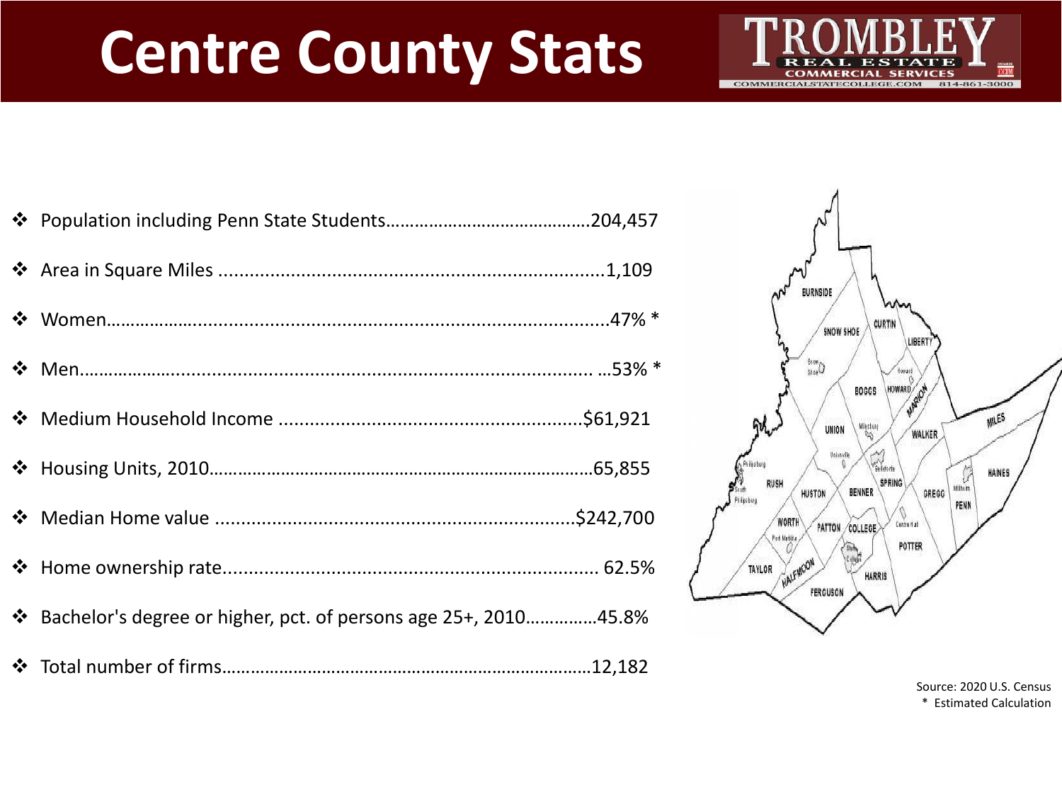# Centre County Stats

TROMBLEY REAL ESTATE COMMERCIAL SERVICES
COMMERCIALSTATECOLLEGE.COM 814-861-3000

- Population including Penn State Students……………………………………204,457
- Area in Square Miles ..........................................................................1,109
- Women……………..........................................................................................47% *
- Men……….............................................................................................. …53% *
- Medium Household Income .........................................................$61,921
- Housing Units, 2010…………………………………………………………………65,855
- Median Home value ....................................................................$242,700
- Home ownership rate...................................................................... 62.5%
- Bachelor's degree or higher, pct. of persons age 25+, 2010……………45.8%
- Total number of firms…………………………………………………………………12,182

BURNSIDE
SNOW SHOE
CURTIN
LIBERTY
Snow Shoe
Howard
BOGGS
HOWARD
MARION
UNION
Milesburg
WALKER
MILES
Unionville
Philipsburg
Bellefonte
SPRING
HAINES
South Philipsburg
RUSH
HUSTON
BENNER
GREGG
Millheim
PENN
WORTH
Port Matilda
PATTON
COLLEGE
Centre Hall
State College
POTTER
TAYLOR
HALFMOON
HARRIS
FERGUSON

Source: 2020 U.S. Census
* Estimated Calculation